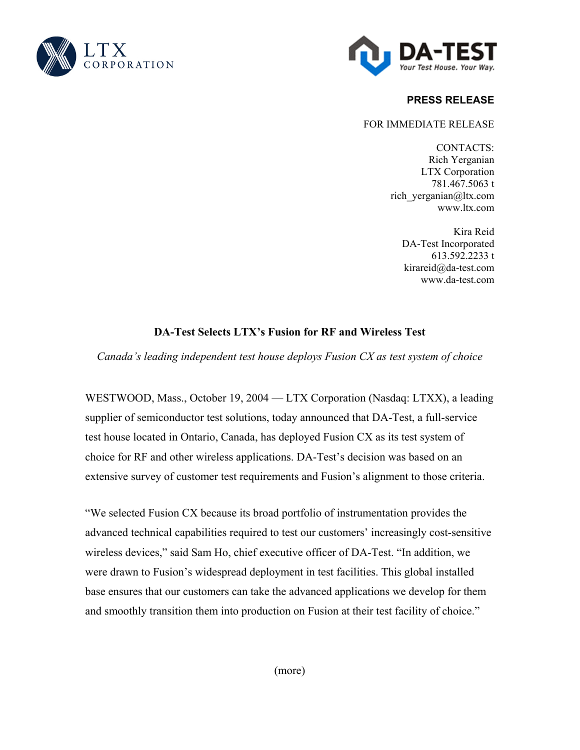LTX CORPORATION

DA-TEST
*Your Test House. Your Way.*

**PRESS RELEASE**

FOR IMMEDIATE RELEASE

CONTACTS:
Rich Yerganian
LTX Corporation
781.467.5063 t
rich_yerganian@ltx.com
www.ltx.com

Kira Reid
DA-Test Incorporated
613.592.2233 t
kirareid@da-test.com
www.da-test.com

## DA-Test Selects LTX's Fusion for RF and Wireless Test

*Canada's leading independent test house deploys Fusion CX as test system of choice*

WESTWOOD, Mass., October 19, 2004 — LTX Corporation (Nasdaq: LTXX), a leading supplier of semiconductor test solutions, today announced that DA-Test, a full-service test house located in Ontario, Canada, has deployed Fusion CX as its test system of choice for RF and other wireless applications. DA-Test's decision was based on an extensive survey of customer test requirements and Fusion's alignment to those criteria.

"We selected Fusion CX because its broad portfolio of instrumentation provides the advanced technical capabilities required to test our customers' increasingly cost-sensitive wireless devices," said Sam Ho, chief executive officer of DA-Test. "In addition, we were drawn to Fusion's widespread deployment in test facilities. This global installed base ensures that our customers can take the advanced applications we develop for them and smoothly transition them into production on Fusion at their test facility of choice."

(more)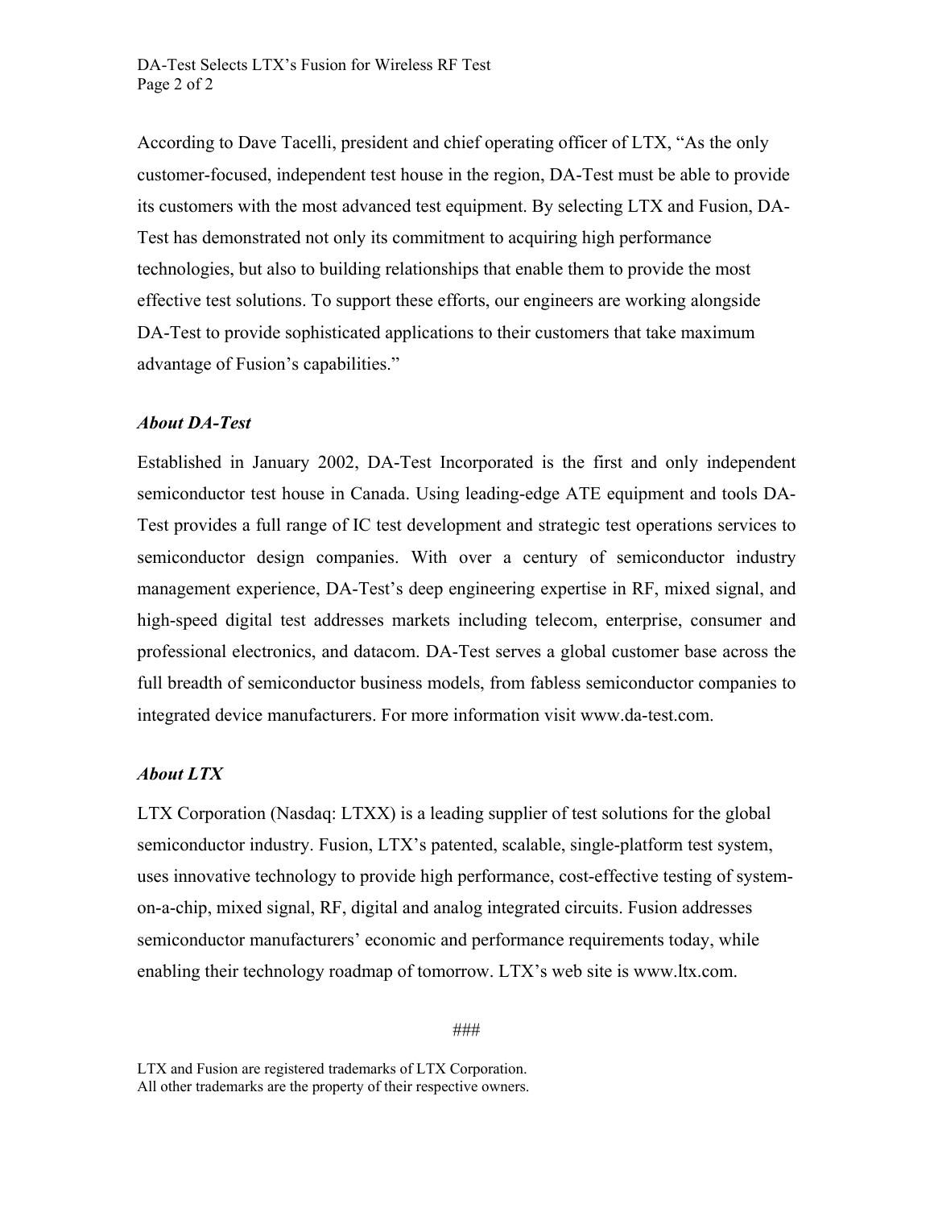According to Dave Tacelli, president and chief operating officer of LTX, “As the only customer-focused, independent test house in the region, DA-Test must be able to provide its customers with the most advanced test equipment. By selecting LTX and Fusion, DA-Test has demonstrated not only its commitment to acquiring high performance technologies, but also to building relationships that enable them to provide the most effective test solutions. To support these efforts, our engineers are working alongside DA-Test to provide sophisticated applications to their customers that take maximum advantage of Fusion’s capabilities.”

***About DA-Test***

Established in January 2002, DA-Test Incorporated is the first and only independent semiconductor test house in Canada. Using leading-edge ATE equipment and tools DA-Test provides a full range of IC test development and strategic test operations services to semiconductor design companies. With over a century of semiconductor industry management experience, DA-Test’s deep engineering expertise in RF, mixed signal, and high-speed digital test addresses markets including telecom, enterprise, consumer and professional electronics, and datacom. DA-Test serves a global customer base across the full breadth of semiconductor business models, from fabless semiconductor companies to integrated device manufacturers. For more information visit www.da-test.com.

***About LTX***

LTX Corporation (Nasdaq: LTXX) is a leading supplier of test solutions for the global semiconductor industry. Fusion, LTX’s patented, scalable, single-platform test system, uses innovative technology to provide high performance, cost-effective testing of system-on-a-chip, mixed signal, RF, digital and analog integrated circuits. Fusion addresses semiconductor manufacturers’ economic and performance requirements today, while enabling their technology roadmap of tomorrow. LTX’s web site is www.ltx.com.

###

LTX and Fusion are registered trademarks of LTX Corporation.
All other trademarks are the property of their respective owners.